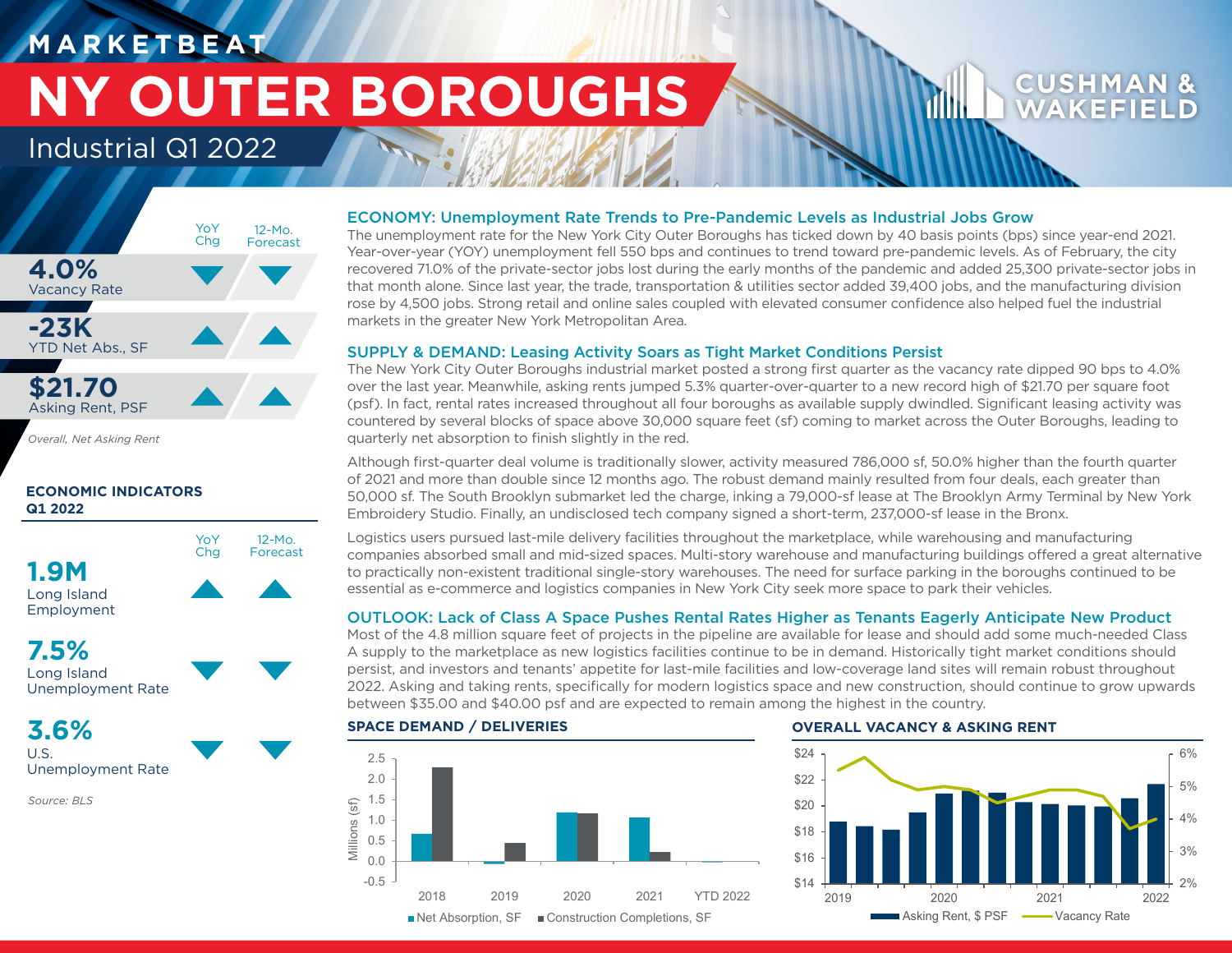MARKETBEAT

# NY OUTER BOROUGHS

Industrial Q1 2022

CUSHMAN & WAKEFIELD

| | YoY Chg | 12-Mo. Forecast |
|---|---|---|
| **4.0%** Vacancy Rate | ▼ | ▼ |
| **-23K** YTD Net Abs., SF | ▲ | ▲ |
| **$21.70** Asking Rent, PSF | ▲ | ▲ |

*Overall, Net Asking Rent*

**ECONOMIC INDICATORS Q1 2022**

| | YoY Chg | 12-Mo. Forecast |
|---|---|---|
| **1.9M** Long Island Employment | ▲ | ▲ |
| **7.5%** Long Island Unemployment Rate | ▼ | ▼ |
| **3.6%** U.S. Unemployment Rate | ▼ | ▼ |

*Source: BLS*

## ECONOMY: Unemployment Rate Trends to Pre-Pandemic Levels as Industrial Jobs Grow

The unemployment rate for the New York City Outer Boroughs has ticked down by 40 basis points (bps) since year-end 2021. Year-over-year (YOY) unemployment fell 550 bps and continues to trend toward pre-pandemic levels. As of February, the city recovered 71.0% of the private-sector jobs lost during the early months of the pandemic and added 25,300 private-sector jobs in that month alone. Since last year, the trade, transportation & utilities sector added 39,400 jobs, and the manufacturing division rose by 4,500 jobs. Strong retail and online sales coupled with elevated consumer confidence also helped fuel the industrial markets in the greater New York Metropolitan Area.

## SUPPLY & DEMAND: Leasing Activity Soars as Tight Market Conditions Persist

The New York City Outer Boroughs industrial market posted a strong first quarter as the vacancy rate dipped 90 bps to 4.0% over the last year. Meanwhile, asking rents jumped 5.3% quarter-over-quarter to a new record high of $21.70 per square foot (psf). In fact, rental rates increased throughout all four boroughs as available supply dwindled. Significant leasing activity was countered by several blocks of space above 30,000 square feet (sf) coming to market across the Outer Boroughs, leading to quarterly net absorption to finish slightly in the red.

Although first-quarter deal volume is traditionally slower, activity measured 786,000 sf, 50.0% higher than the fourth quarter of 2021 and more than double since 12 months ago. The robust demand mainly resulted from four deals, each greater than 50,000 sf. The South Brooklyn submarket led the charge, inking a 79,000-sf lease at The Brooklyn Army Terminal by New York Embroidery Studio. Finally, an undisclosed tech company signed a short-term, 237,000-sf lease in the Bronx.

Logistics users pursued last-mile delivery facilities throughout the marketplace, while warehousing and manufacturing companies absorbed small and mid-sized spaces. Multi-story warehouse and manufacturing buildings offered a great alternative to practically non-existent traditional single-story warehouses. The need for surface parking in the boroughs continued to be essential as e-commerce and logistics companies in New York City seek more space to park their vehicles.

## OUTLOOK: Lack of Class A Space Pushes Rental Rates Higher as Tenants Eagerly Anticipate New Product

Most of the 4.8 million square feet of projects in the pipeline are available for lease and should add some much-needed Class A supply to the marketplace as new logistics facilities continue to be in demand. Historically tight market conditions should persist, and investors and tenants' appetite for last-mile facilities and low-coverage land sites will remain robust throughout 2022. Asking and taking rents, specifically for modern logistics space and new construction, should continue to grow upwards between $35.00 and $40.00 psf and are expected to remain among the highest in the country.

### SPACE DEMAND / DELIVERIES

| Year | Net Absorption, SF (Millions) | Construction Completions, SF (Millions) |
|---|---|---|
| 2018 | ~0.65 | ~2.3 |
| 2019 | ~-0.05 | ~0.45 |
| 2020 | ~1.2 | ~1.18 |
| 2021 | ~1.07 | ~0.22 |
| YTD 2022 | ~-0.02 | 0.0 |

### OVERALL VACANCY & ASKING RENT

Chart: Asking Rent, $ PSF (bars, $14–$24) and Vacancy Rate (line, 2%–6%), 2019–2022.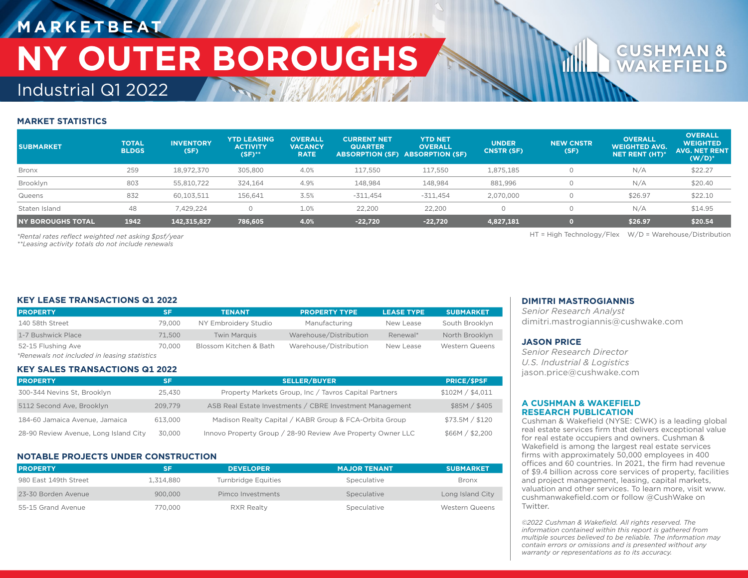# MARKETBEAT

# NY OUTER BOROUGHS

## Industrial Q1 2022

CUSHMAN & WAKEFIELD

### MARKET STATISTICS

| SUBMARKET | TOTAL BLDGS | INVENTORY (SF) | YTD LEASING ACTIVITY (SF)** | OVERALL VACANCY RATE | CURRENT NET QUARTER ABSORPTION (SF) | YTD NET OVERALL ABSORPTION (SF) | UNDER CNSTR (SF) | NEW CNSTR (SF) | OVERALL WEIGHTED AVG. NET RENT (HT)* | OVERALL WEIGHTED AVG. NET RENT (W/D)* |
|---|---|---|---|---|---|---|---|---|---|---|
| Bronx | 259 | 18,972,370 | 305,800 | 4.0% | 117,550 | 117,550 | 1,875,185 | 0 | N/A | $22.27 |
| Brooklyn | 803 | 55,810,722 | 324,164 | 4.9% | 148,984 | 148,984 | 881,996 | 0 | N/A | $20.40 |
| Queens | 832 | 60,103,511 | 156,641 | 3.5% | -311,454 | -311,454 | 2,070,000 | 0 | $26.97 | $22.10 |
| Staten Island | 48 | 7,429,224 | 0 | 1.0% | 22,200 | 22,200 | 0 | 0 | N/A | $14.95 |
| **NY BOROUGHS TOTAL** | **1942** | **142,315,827** | **786,605** | **4.0%** | **-22,720** | **-22,720** | **4,827,181** | **0** | **$26.97** | **$20.54** |

*Rental rates reflect weighted net asking $psf/year
**Leasing activity totals do not include renewals

HT = High Technology/Flex  W/D = Warehouse/Distribution

### KEY LEASE TRANSACTIONS Q1 2022

| PROPERTY | SF | TENANT | PROPERTY TYPE | LEASE TYPE | SUBMARKET |
|---|---|---|---|---|---|
| 140 58th Street | 79,000 | NY Embroidery Studio | Manufacturing | New Lease | South Brooklyn |
| 1-7 Bushwick Place | 71,500 | Twin Marquis | Warehouse/Distribution | Renewal* | North Brooklyn |
| 52-15 Flushing Ave | 70,000 | Blossom Kitchen & Bath | Warehouse/Distribution | New Lease | Western Queens |

*Renewals not included in leasing statistics

### KEY SALES TRANSACTIONS Q1 2022

| PROPERTY | SF | SELLER/BUYER | PRICE/$PSF |
|---|---|---|---|
| 300-344 Nevins St, Brooklyn | 25,430 | Property Markets Group, Inc / Tavros Capital Partners | $102M / $4,011 |
| 5112 Second Ave, Brooklyn | 209,779 | ASB Real Estate Investments / CBRE Investment Management | $85M / $405 |
| 184-60 Jamaica Avenue, Jamaica | 613,000 | Madison Realty Capital / KABR Group & FCA-Orbita Group | $73.5M / $120 |
| 28-90 Review Avenue, Long Island City | 30,000 | Innovo Property Group / 28-90 Review Ave Property Owner LLC | $66M / $2,200 |

### NOTABLE PROJECTS UNDER CONSTRUCTION

| PROPERTY | SF | DEVELOPER | MAJOR TENANT | SUBMARKET |
|---|---|---|---|---|
| 980 East 149th Street | 1,314,880 | Turnbridge Equities | Speculative | Bronx |
| 23-30 Borden Avenue | 900,000 | Pimco Investments | Speculative | Long Island City |
| 55-15 Grand Avenue | 770,000 | RXR Realty | Speculative | Western Queens |

**DIMITRI MASTROGIANNIS**
*Senior Research Analyst*
dimitri.mastrogiannis@cushwake.com

**JASON PRICE**
*Senior Research Director*
*U.S. Industrial & Logistics*
jason.price@cushwake.com

**A CUSHMAN & WAKEFIELD RESEARCH PUBLICATION**

Cushman & Wakefield (NYSE: CWK) is a leading global real estate services firm that delivers exceptional value for real estate occupiers and owners. Cushman & Wakefield is among the largest real estate services firms with approximately 50,000 employees in 400 offices and 60 countries. In 2021, the firm had revenue of $9.4 billion across core services of property, facilities and project management, leasing, capital markets, valuation and other services. To learn more, visit www.cushmanwakefield.com or follow @CushWake on Twitter.

*©2022 Cushman & Wakefield. All rights reserved. The information contained within this report is gathered from multiple sources believed to be reliable. The information may contain errors or omissions and is presented without any warranty or representations as to its accuracy.*